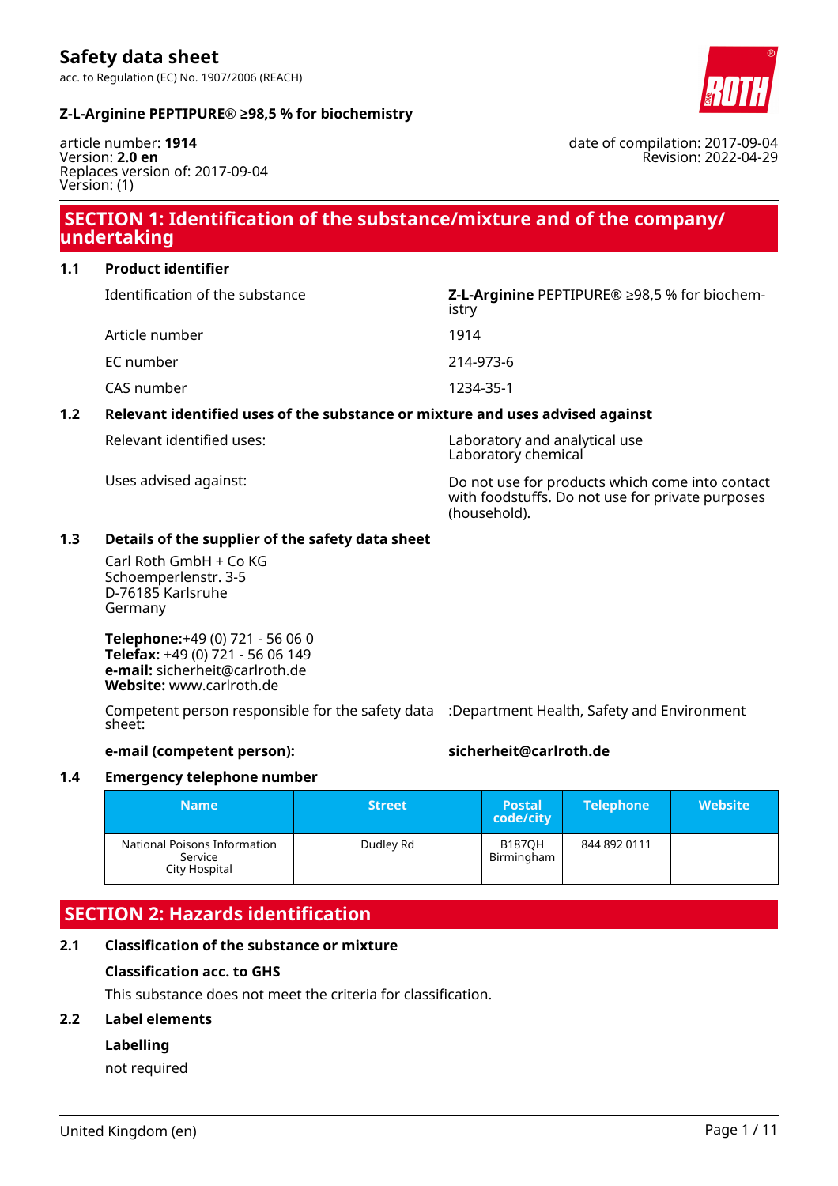# Safety data sheet

acc. to Regulation (EC) No. 1907/2006 (REACH)

**Z-L-Arginine PEPTIPURE® ≥98,5 % for biochemistry**

article number: **1914**
Version: **2.0 en**
Replaces version of: 2017-09-04
Version: (1)

date of compilation: 2017-09-04
Revision: 2022-04-29

## SECTION 1: Identification of the substance/mixture and of the company/ undertaking

### 1.1 Product identifier

| | |
|---|---|
| Identification of the substance | **Z-L-Arginine** PEPTIPURE® ≥98,5 % for biochemistry |
| Article number | 1914 |
| EC number | 214-973-6 |
| CAS number | 1234-35-1 |

### 1.2 Relevant identified uses of the substance or mixture and uses advised against

| | |
|---|---|
| Relevant identified uses: | Laboratory and analytical use<br>Laboratory chemical |
| Uses advised against: | Do not use for products which come into contact with foodstuffs. Do not use for private purposes (household). |

### 1.3 Details of the supplier of the safety data sheet

Carl Roth GmbH + Co KG
Schoemperlenstr. 3-5
D-76185 Karlsruhe
Germany

**Telephone:**+49 (0) 721 - 56 06 0
**Telefax:** +49 (0) 721 - 56 06 149
**e-mail:** sicherheit@carlroth.de
**Website:** www.carlroth.de

Competent person responsible for the safety data sheet: :Department Health, Safety and Environment

**e-mail (competent person):** **sicherheit@carlroth.de**

### 1.4 Emergency telephone number

| Name | Street | Postal code/city | Telephone | Website |
|---|---|---|---|---|
| National Poisons Information Service City Hospital | Dudley Rd | B187QH Birmingham | 844 892 0111 | |

## SECTION 2: Hazards identification

### 2.1 Classification of the substance or mixture

**Classification acc. to GHS**

This substance does not meet the criteria for classification.

### 2.2 Label elements

**Labelling**

not required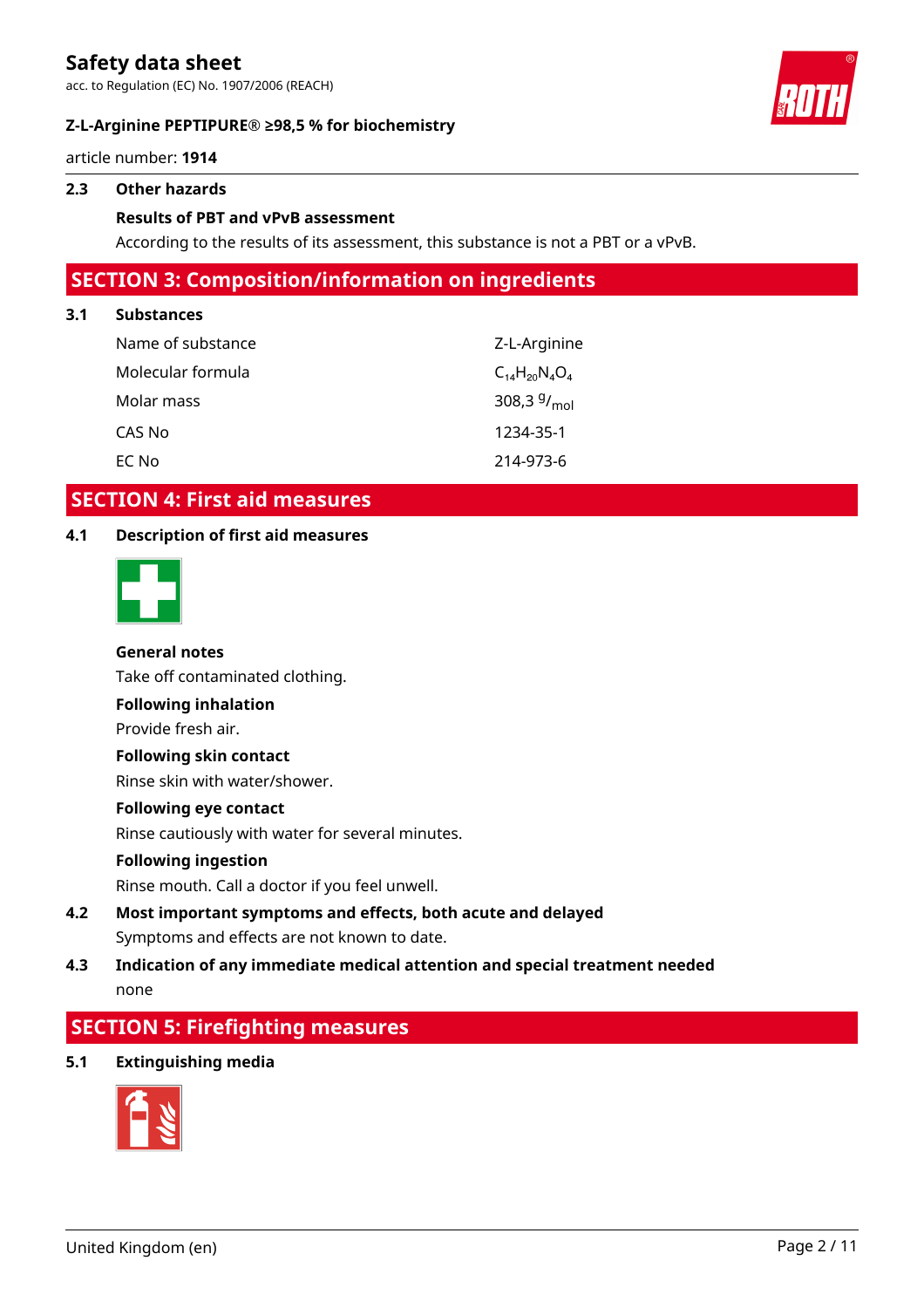### 2.3 Other hazards

**Results of PBT and vPvB assessment**

According to the results of its assessment, this substance is not a PBT or a vPvB.

## SECTION 3: Composition/information on ingredients

### 3.1 Substances

| | |
|---|---|
| Name of substance | Z-L-Arginine |
| Molecular formula | $C_{14}H_{20}N_4O_4$ |
| Molar mass | 308,3 $^{g}/_{mol}$ |
| CAS No | 1234-35-1 |
| EC No | 214-973-6 |

## SECTION 4: First aid measures

### 4.1 Description of first aid measures

**General notes**

Take off contaminated clothing.

**Following inhalation**

Provide fresh air.

**Following skin contact**

Rinse skin with water/shower.

**Following eye contact**

Rinse cautiously with water for several minutes.

**Following ingestion**

Rinse mouth. Call a doctor if you feel unwell.

### 4.2 Most important symptoms and effects, both acute and delayed

Symptoms and effects are not known to date.

### 4.3 Indication of any immediate medical attention and special treatment needed

none

## SECTION 5: Firefighting measures

### 5.1 Extinguishing media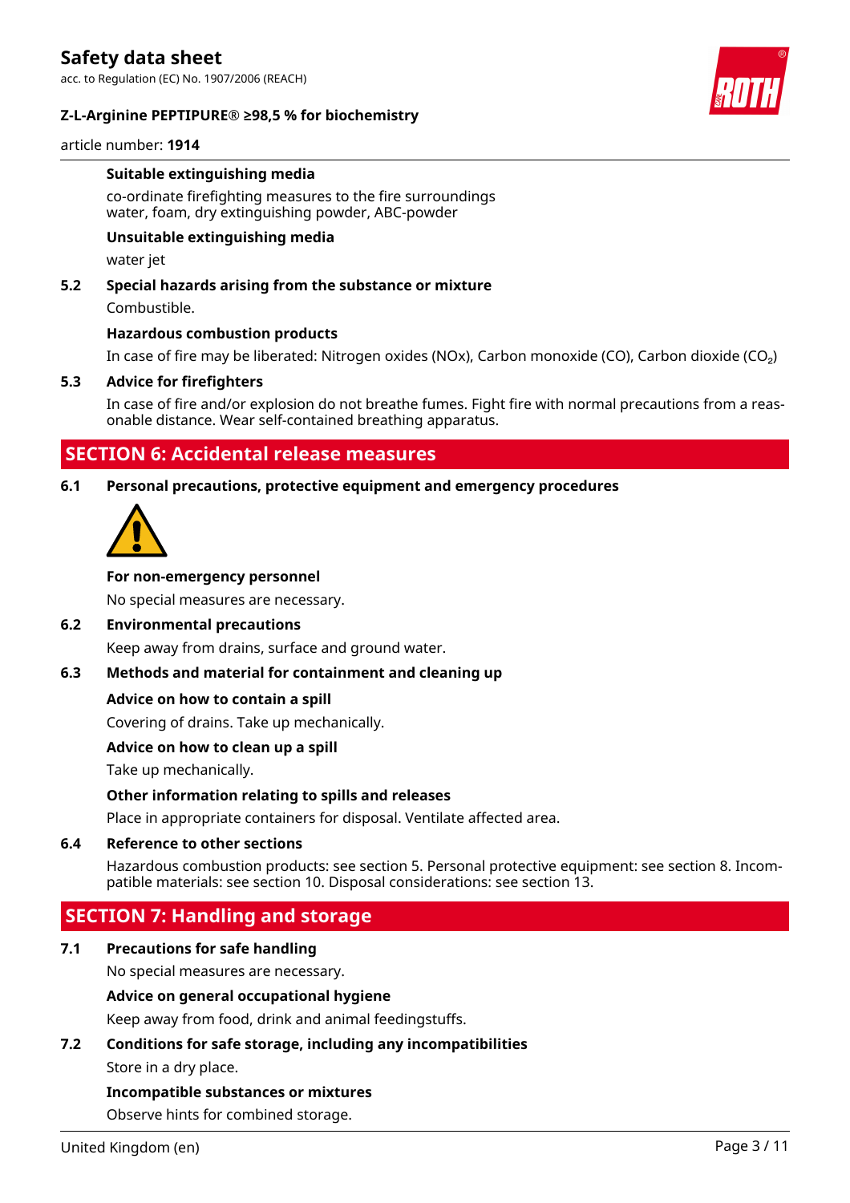**Suitable extinguishing media**

co-ordinate firefighting measures to the fire surroundings
water, foam, dry extinguishing powder, ABC-powder

**Unsuitable extinguishing media**

water jet

**5.2 Special hazards arising from the substance or mixture**

Combustible.

**Hazardous combustion products**

In case of fire may be liberated: Nitrogen oxides (NOx), Carbon monoxide (CO), Carbon dioxide ($CO_2$)

**5.3 Advice for firefighters**

In case of fire and/or explosion do not breathe fumes. Fight fire with normal precautions from a reasonable distance. Wear self-contained breathing apparatus.

## SECTION 6: Accidental release measures

**6.1 Personal precautions, protective equipment and emergency procedures**

**For non-emergency personnel**

No special measures are necessary.

**6.2 Environmental precautions**

Keep away from drains, surface and ground water.

**6.3 Methods and material for containment and cleaning up**

**Advice on how to contain a spill**

Covering of drains. Take up mechanically.

**Advice on how to clean up a spill**

Take up mechanically.

**Other information relating to spills and releases**

Place in appropriate containers for disposal. Ventilate affected area.

**6.4 Reference to other sections**

Hazardous combustion products: see section 5. Personal protective equipment: see section 8. Incompatible materials: see section 10. Disposal considerations: see section 13.

## SECTION 7: Handling and storage

**7.1 Precautions for safe handling**

No special measures are necessary.

**Advice on general occupational hygiene**

Keep away from food, drink and animal feedingstuffs.

**7.2 Conditions for safe storage, including any incompatibilities**

Store in a dry place.

**Incompatible substances or mixtures**

Observe hints for combined storage.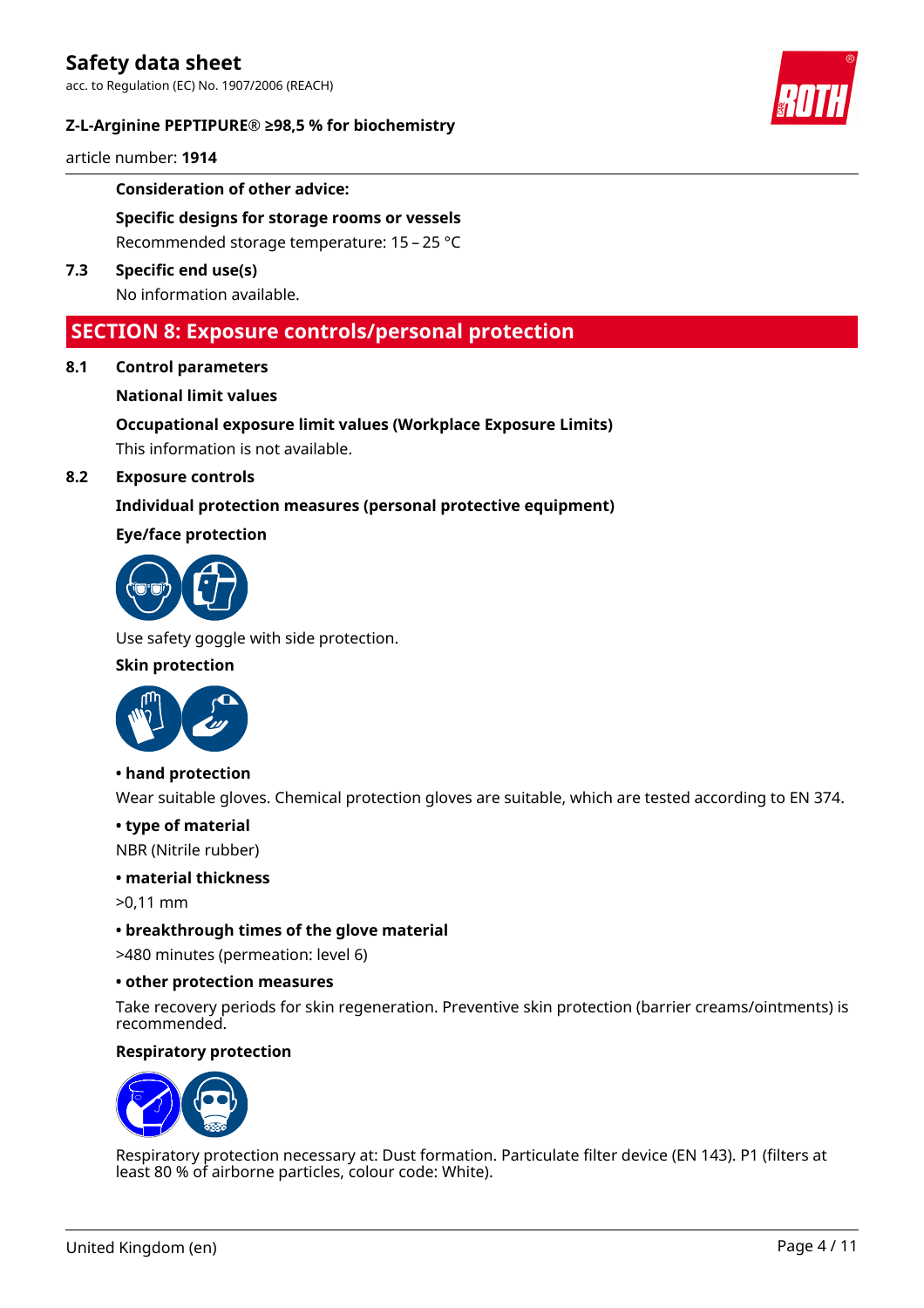**Consideration of other advice:**

**Specific designs for storage rooms or vessels**

Recommended storage temperature: 15 – 25 °C

**7.3 Specific end use(s)**

No information available.

## SECTION 8: Exposure controls/personal protection

**8.1 Control parameters**

**National limit values**

**Occupational exposure limit values (Workplace Exposure Limits)**

This information is not available.

**8.2 Exposure controls**

**Individual protection measures (personal protective equipment)**

**Eye/face protection**

Use safety goggle with side protection.

**Skin protection**

**• hand protection**

Wear suitable gloves. Chemical protection gloves are suitable, which are tested according to EN 374.

**• type of material**

NBR (Nitrile rubber)

**• material thickness**

>0,11 mm

**• breakthrough times of the glove material**

>480 minutes (permeation: level 6)

**• other protection measures**

Take recovery periods for skin regeneration. Preventive skin protection (barrier creams/ointments) is recommended.

**Respiratory protection**

Respiratory protection necessary at: Dust formation. Particulate filter device (EN 143). P1 (filters at least 80 % of airborne particles, colour code: White).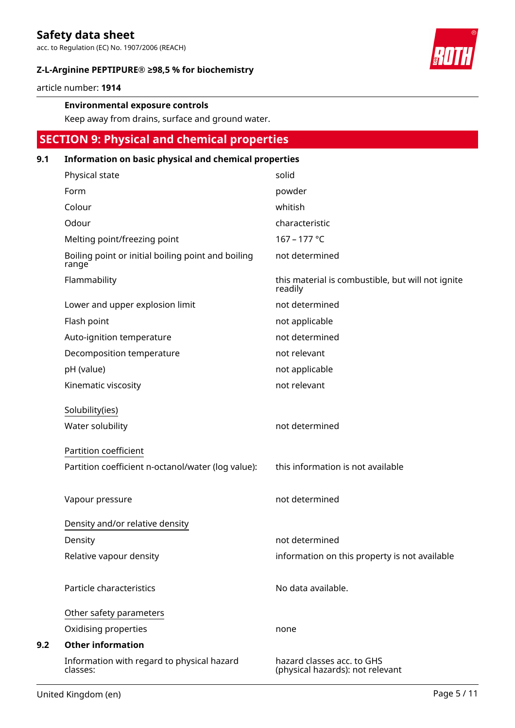**Environmental exposure controls**

Keep away from drains, surface and ground water.

## SECTION 9: Physical and chemical properties

### 9.1 Information on basic physical and chemical properties

| | |
|---|---|
| Physical state | solid |
| Form | powder |
| Colour | whitish |
| Odour | characteristic |
| Melting point/freezing point | 167 – 177 °C |
| Boiling point or initial boiling point and boiling range | not determined |
| Flammability | this material is combustible, but will not ignite readily |
| Lower and upper explosion limit | not determined |
| Flash point | not applicable |
| Auto-ignition temperature | not determined |
| Decomposition temperature | not relevant |
| pH (value) | not applicable |
| Kinematic viscosity | not relevant |

Solubility(ies)

| | |
|---|---|
| Water solubility | not determined |

Partition coefficient

| | |
|---|---|
| Partition coefficient n-octanol/water (log value): | this information is not available |
| Vapour pressure | not determined |

Density and/or relative density

| | |
|---|---|
| Density | not determined |
| Relative vapour density | information on this property is not available |
| Particle characteristics | No data available. |

Other safety parameters

| | |
|---|---|
| Oxidising properties | none |

### 9.2 Other information

| | |
|---|---|
| Information with regard to physical hazard classes: | hazard classes acc. to GHS (physical hazards): not relevant |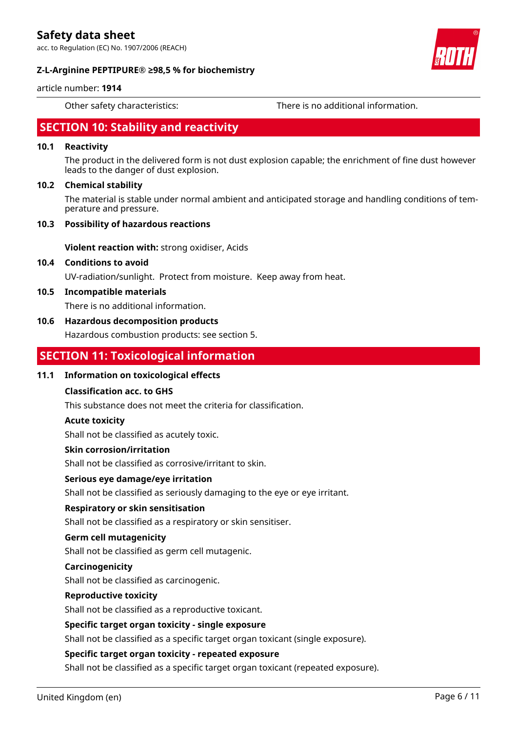Other safety characteristics: There is no additional information.

## SECTION 10: Stability and reactivity

### 10.1 Reactivity

The product in the delivered form is not dust explosion capable; the enrichment of fine dust however leads to the danger of dust explosion.

### 10.2 Chemical stability

The material is stable under normal ambient and anticipated storage and handling conditions of temperature and pressure.

### 10.3 Possibility of hazardous reactions

**Violent reaction with:** strong oxidiser, Acids

### 10.4 Conditions to avoid

UV-radiation/sunlight. Protect from moisture. Keep away from heat.

### 10.5 Incompatible materials

There is no additional information.

### 10.6 Hazardous decomposition products

Hazardous combustion products: see section 5.

## SECTION 11: Toxicological information

### 11.1 Information on toxicological effects

**Classification acc. to GHS**

This substance does not meet the criteria for classification.

**Acute toxicity**

Shall not be classified as acutely toxic.

**Skin corrosion/irritation**

Shall not be classified as corrosive/irritant to skin.

**Serious eye damage/eye irritation**

Shall not be classified as seriously damaging to the eye or eye irritant.

**Respiratory or skin sensitisation**

Shall not be classified as a respiratory or skin sensitiser.

**Germ cell mutagenicity**

Shall not be classified as germ cell mutagenic.

**Carcinogenicity**

Shall not be classified as carcinogenic.

**Reproductive toxicity**

Shall not be classified as a reproductive toxicant.

**Specific target organ toxicity - single exposure**

Shall not be classified as a specific target organ toxicant (single exposure).

**Specific target organ toxicity - repeated exposure**

Shall not be classified as a specific target organ toxicant (repeated exposure).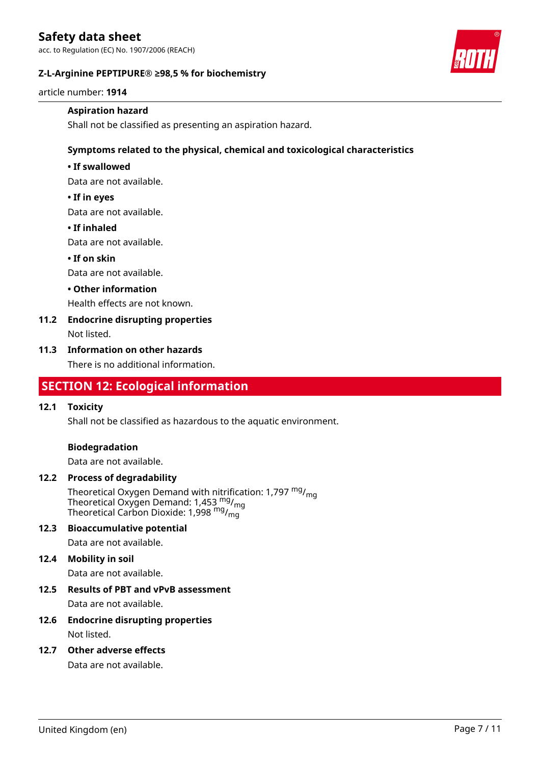### Aspiration hazard

Shall not be classified as presenting an aspiration hazard.

### Symptoms related to the physical, chemical and toxicological characteristics

**• If swallowed**

Data are not available.

**• If in eyes**

Data are not available.

**• If inhaled**

Data are not available.

**• If on skin**

Data are not available.

**• Other information**

Health effects are not known.

### 11.2 Endocrine disrupting properties

Not listed.

### 11.3 Information on other hazards

There is no additional information.

## SECTION 12: Ecological information

### 12.1 Toxicity

Shall not be classified as hazardous to the aquatic environment.

**Biodegradation**

Data are not available.

### 12.2 Process of degradability

Theoretical Oxygen Demand with nitrification: 1,797 $^{mg}/_{mg}$
Theoretical Oxygen Demand: 1,453 $^{mg}/_{mg}$
Theoretical Carbon Dioxide: 1,998 $^{mg}/_{mg}$

### 12.3 Bioaccumulative potential

Data are not available.

### 12.4 Mobility in soil

Data are not available.

### 12.5 Results of PBT and vPvB assessment

Data are not available.

### 12.6 Endocrine disrupting properties

Not listed.

### 12.7 Other adverse effects

Data are not available.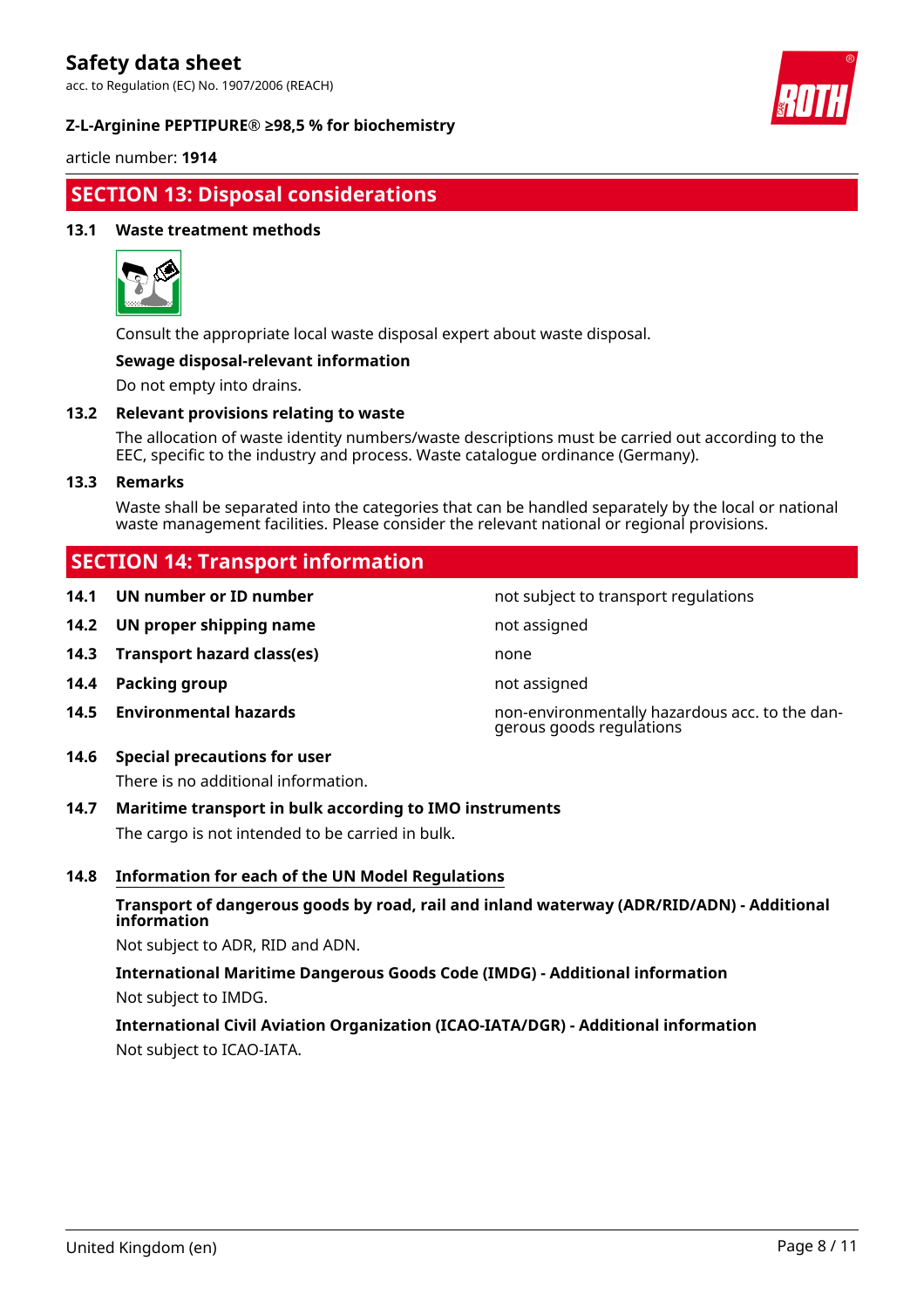## SECTION 13: Disposal considerations

### 13.1 Waste treatment methods

Consult the appropriate local waste disposal expert about waste disposal.

**Sewage disposal-relevant information**

Do not empty into drains.

### 13.2 Relevant provisions relating to waste

The allocation of waste identity numbers/waste descriptions must be carried out according to the EEC, specific to the industry and process. Waste catalogue ordinance (Germany).

### 13.3 Remarks

Waste shall be separated into the categories that can be handled separately by the local or national waste management facilities. Please consider the relevant national or regional provisions.

## SECTION 14: Transport information

| | | |
|---|---|---|
| **14.1** | **UN number or ID number** | not subject to transport regulations |
| **14.2** | **UN proper shipping name** | not assigned |
| **14.3** | **Transport hazard class(es)** | none |
| **14.4** | **Packing group** | not assigned |
| **14.5** | **Environmental hazards** | non-environmentally hazardous acc. to the dangerous goods regulations |

### 14.6 Special precautions for user

There is no additional information.

### 14.7 Maritime transport in bulk according to IMO instruments

The cargo is not intended to be carried in bulk.

### 14.8 Information for each of the UN Model Regulations

**Transport of dangerous goods by road, rail and inland waterway (ADR/RID/ADN) - Additional information**

Not subject to ADR, RID and ADN.

**International Maritime Dangerous Goods Code (IMDG) - Additional information**

Not subject to IMDG.

**International Civil Aviation Organization (ICAO-IATA/DGR) - Additional information**

Not subject to ICAO-IATA.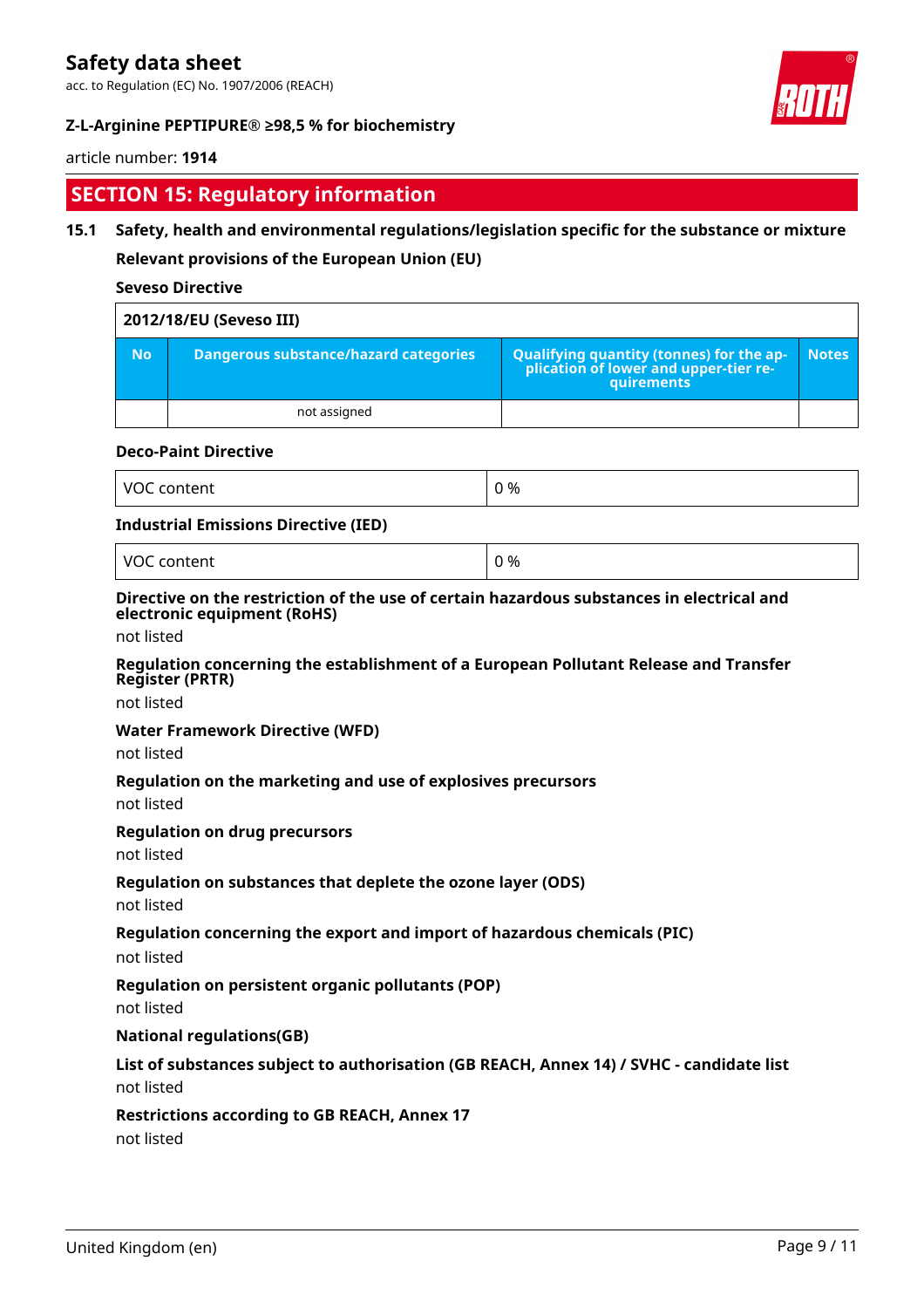## SECTION 15: Regulatory information

### 15.1 Safety, health and environmental regulations/legislation specific for the substance or mixture

**Relevant provisions of the European Union (EU)**

**Seveso Directive**

| 2012/18/EU (Seveso III) | | | |
|---|---|---|---|
| No | Dangerous substance/hazard categories | Qualifying quantity (tonnes) for the application of lower and upper-tier requirements | Notes |
| | not assigned | | |

**Deco-Paint Directive**

| VOC content | 0 % |
|---|---|

**Industrial Emissions Directive (IED)**

| VOC content | 0 % |
|---|---|

**Directive on the restriction of the use of certain hazardous substances in electrical and electronic equipment (RoHS)**

not listed

**Regulation concerning the establishment of a European Pollutant Release and Transfer Register (PRTR)**

not listed

**Water Framework Directive (WFD)**

not listed

**Regulation on the marketing and use of explosives precursors**

not listed

**Regulation on drug precursors**

not listed

**Regulation on substances that deplete the ozone layer (ODS)**

not listed

**Regulation concerning the export and import of hazardous chemicals (PIC)**

not listed

**Regulation on persistent organic pollutants (POP)**

not listed

**National regulations(GB)**

**List of substances subject to authorisation (GB REACH, Annex 14) / SVHC - candidate list**

not listed

**Restrictions according to GB REACH, Annex 17**

not listed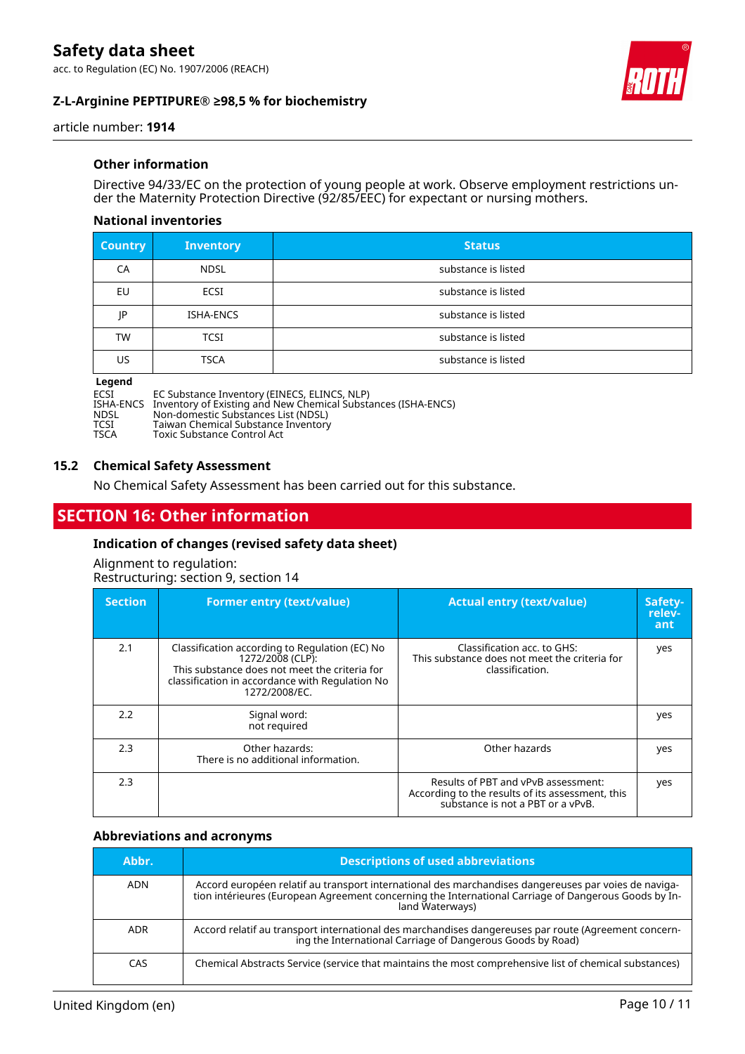### Other information

Directive 94/33/EC on the protection of young people at work. Observe employment restrictions under the Maternity Protection Directive (92/85/EEC) for expectant or nursing mothers.

#### National inventories

| Country | Inventory | Status |
|---|---|---|
| CA | NDSL | substance is listed |
| EU | ECSI | substance is listed |
| JP | ISHA-ENCS | substance is listed |
| TW | TCSI | substance is listed |
| US | TSCA | substance is listed |

**Legend**

ECSI EC Substance Inventory (EINECS, ELINCS, NLP)
ISHA-ENCS Inventory of Existing and New Chemical Substances (ISHA-ENCS)
NDSL Non-domestic Substances List (NDSL)
TCSI Taiwan Chemical Substance Inventory
TSCA Toxic Substance Control Act

## 15.2 Chemical Safety Assessment

No Chemical Safety Assessment has been carried out for this substance.

# SECTION 16: Other information

### Indication of changes (revised safety data sheet)

Alignment to regulation:
Restructuring: section 9, section 14

| Section | Former entry (text/value) | Actual entry (text/value) | Safety-relevant |
|---|---|---|---|
| 2.1 | Classification according to Regulation (EC) No 1272/2008 (CLP): This substance does not meet the criteria for classification in accordance with Regulation No 1272/2008/EC. | Classification acc. to GHS: This substance does not meet the criteria for classification. | yes |
| 2.2 | Signal word: not required | | yes |
| 2.3 | Other hazards: There is no additional information. | Other hazards | yes |
| 2.3 | | Results of PBT and vPvB assessment: According to the results of its assessment, this substance is not a PBT or a vPvB. | yes |

### Abbreviations and acronyms

| Abbr. | Descriptions of used abbreviations |
|---|---|
| ADN | Accord européen relatif au transport international des marchandises dangereuses par voies de navigation intérieures (European Agreement concerning the International Carriage of Dangerous Goods by Inland Waterways) |
| ADR | Accord relatif au transport international des marchandises dangereuses par route (Agreement concerning the International Carriage of Dangerous Goods by Road) |
| CAS | Chemical Abstracts Service (service that maintains the most comprehensive list of chemical substances) |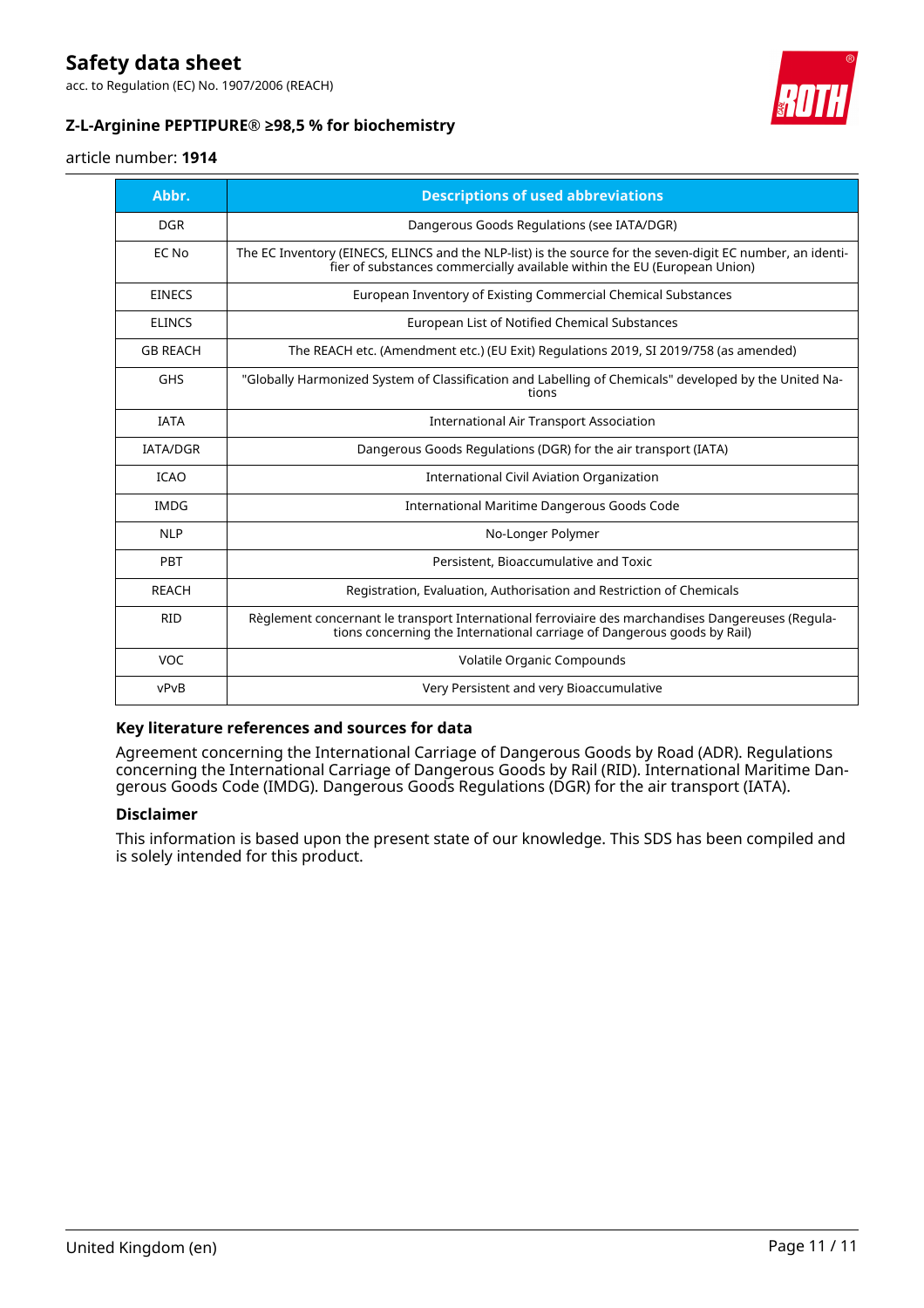| Abbr. | Descriptions of used abbreviations |
|---|---|
| DGR | Dangerous Goods Regulations (see IATA/DGR) |
| EC No | The EC Inventory (EINECS, ELINCS and the NLP-list) is the source for the seven-digit EC number, an identifier of substances commercially available within the EU (European Union) |
| EINECS | European Inventory of Existing Commercial Chemical Substances |
| ELINCS | European List of Notified Chemical Substances |
| GB REACH | The REACH etc. (Amendment etc.) (EU Exit) Regulations 2019, SI 2019/758 (as amended) |
| GHS | "Globally Harmonized System of Classification and Labelling of Chemicals" developed by the United Nations |
| IATA | International Air Transport Association |
| IATA/DGR | Dangerous Goods Regulations (DGR) for the air transport (IATA) |
| ICAO | International Civil Aviation Organization |
| IMDG | International Maritime Dangerous Goods Code |
| NLP | No-Longer Polymer |
| PBT | Persistent, Bioaccumulative and Toxic |
| REACH | Registration, Evaluation, Authorisation and Restriction of Chemicals |
| RID | Règlement concernant le transport International ferroviaire des marchandises Dangereuses (Regulations concerning the International carriage of Dangerous goods by Rail) |
| VOC | Volatile Organic Compounds |
| vPvB | Very Persistent and very Bioaccumulative |

### Key literature references and sources for data

Agreement concerning the International Carriage of Dangerous Goods by Road (ADR). Regulations concerning the International Carriage of Dangerous Goods by Rail (RID). International Maritime Dangerous Goods Code (IMDG). Dangerous Goods Regulations (DGR) for the air transport (IATA).

### Disclaimer

This information is based upon the present state of our knowledge. This SDS has been compiled and is solely intended for this product.